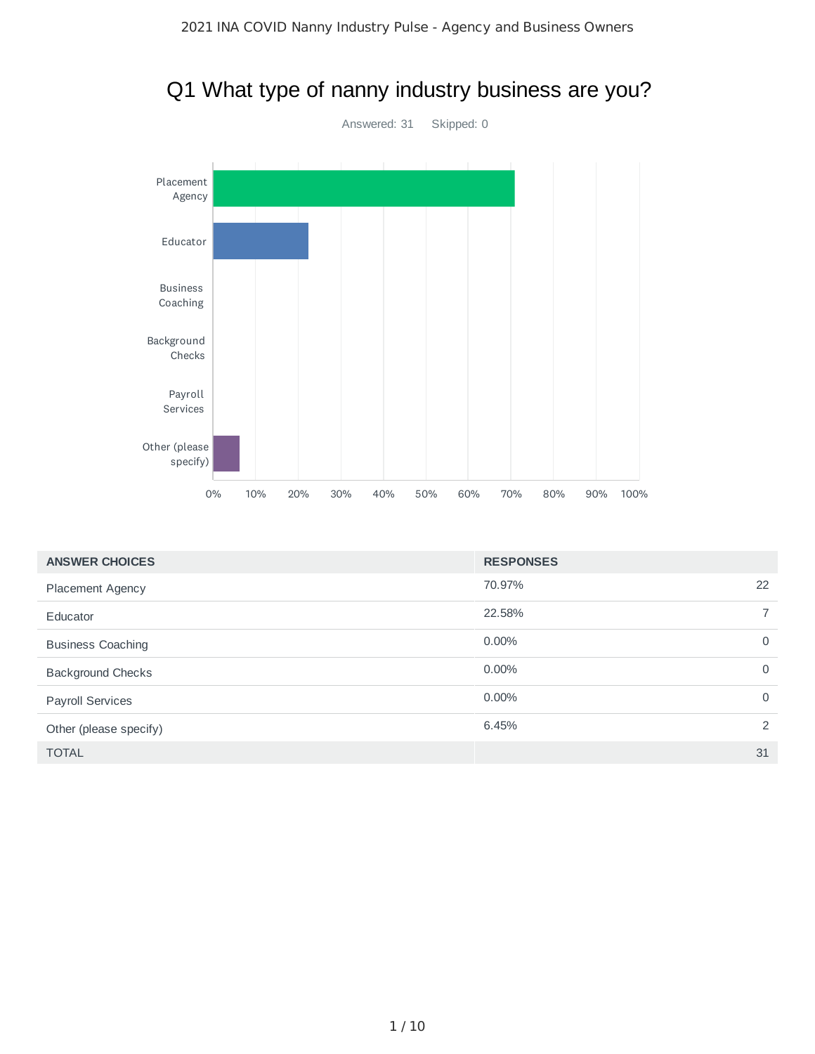# Q1 What type of nanny industry business are you?

Answered: 31 Skipped: 0

| ANSWER CHOICES | RESPONSES | |
|---|---|---|
| Placement Agency | 70.97% | 22 |
| Educator | 22.58% | 7 |
| Business Coaching | 0.00% | 0 |
| Background Checks | 0.00% | 0 |
| Payroll Services | 0.00% | 0 |
| Other (please specify) | 6.45% | 2 |
| TOTAL | | 31 |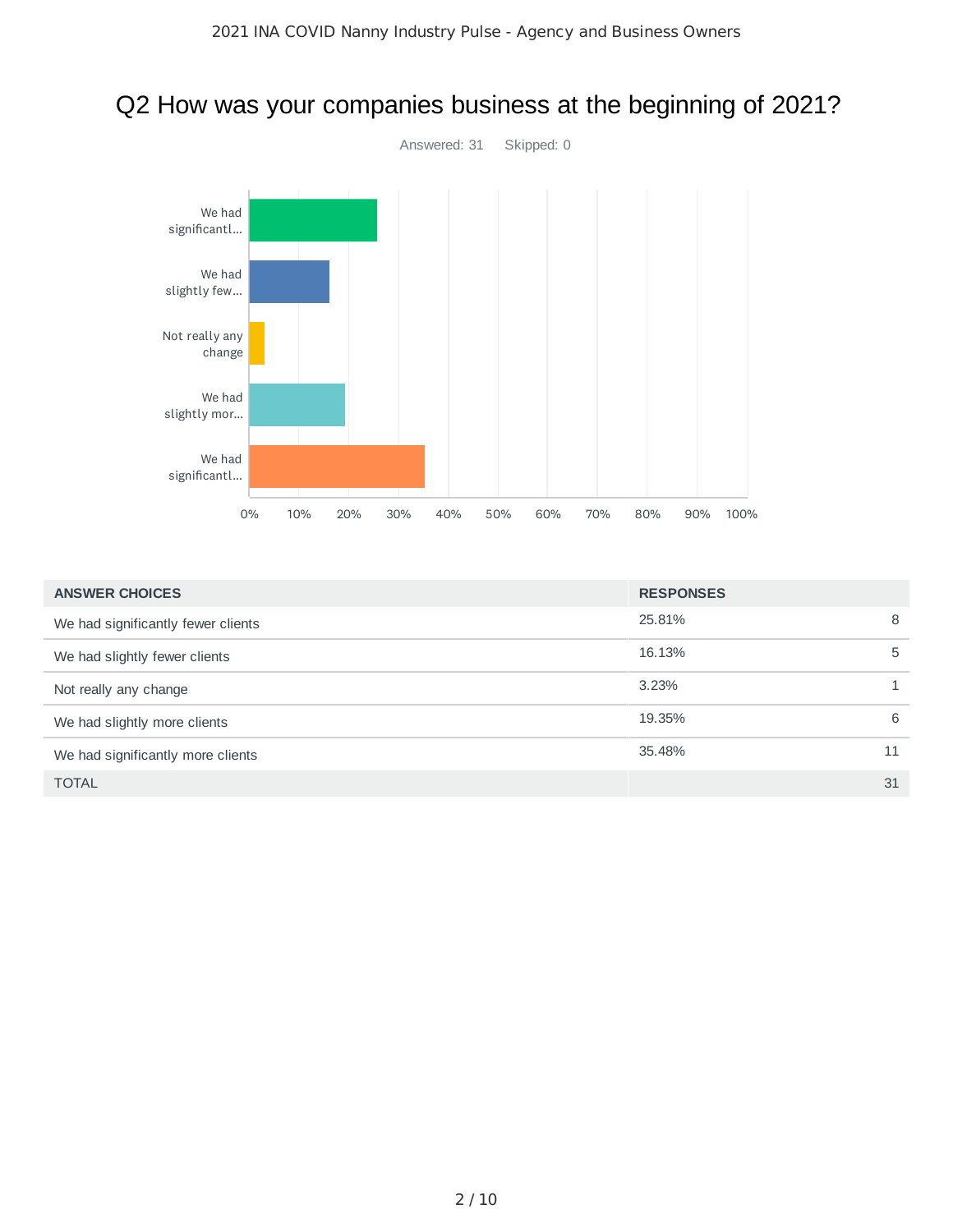# Q2 How was your companies business at the beginning of 2021?

Answered: 31 Skipped: 0

| ANSWER CHOICES | RESPONSES | |
|---|---|---|
| We had significantly fewer clients | 25.81% | 8 |
| We had slightly fewer clients | 16.13% | 5 |
| Not really any change | 3.23% | 1 |
| We had slightly more clients | 19.35% | 6 |
| We had significantly more clients | 35.48% | 11 |
| TOTAL | | 31 |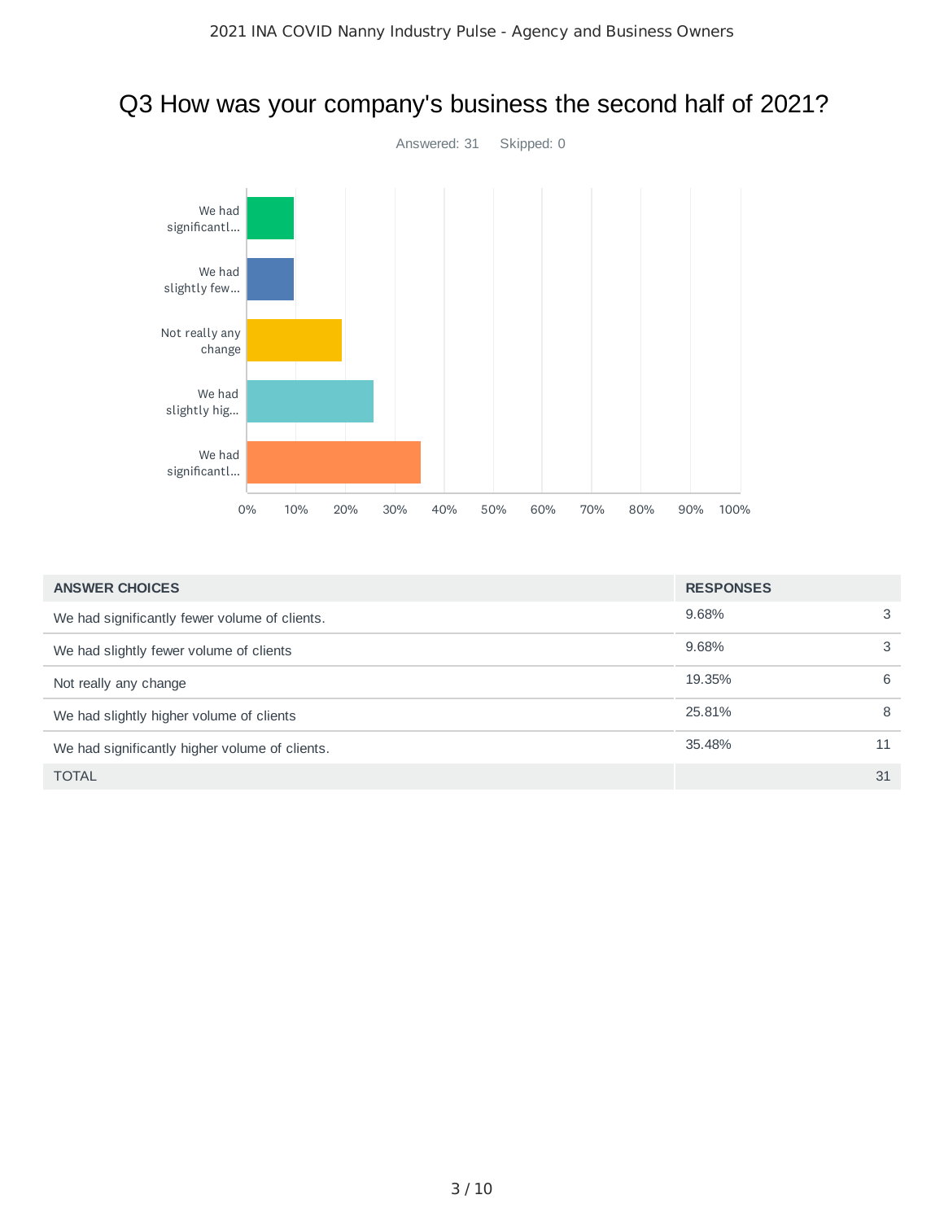# Q3 How was your company's business the second half of 2021?

Answered: 31 Skipped: 0

| ANSWER CHOICES | RESPONSES | |
|---|---|---|
| We had significantly fewer volume of clients. | 9.68% | 3 |
| We had slightly fewer volume of clients | 9.68% | 3 |
| Not really any change | 19.35% | 6 |
| We had slightly higher volume of clients | 25.81% | 8 |
| We had significantly higher volume of clients. | 35.48% | 11 |
| TOTAL | | 31 |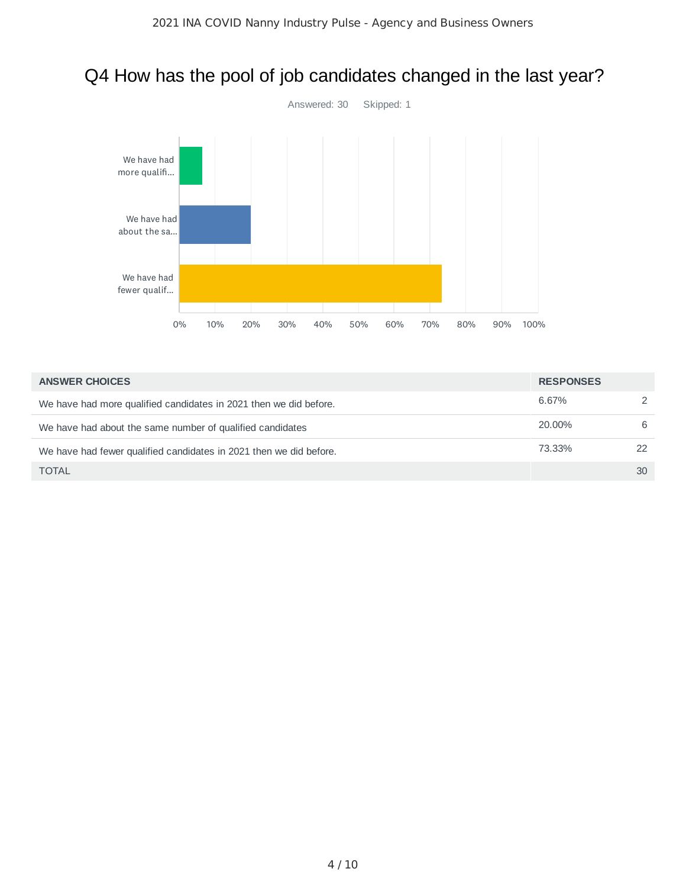# Q4 How has the pool of job candidates changed in the last year?

Answered: 30 Skipped: 1

| ANSWER CHOICES | RESPONSES | |
|---|---|---|
| We have had more qualified candidates in 2021 then we did before. | 6.67% | 2 |
| We have had about the same number of qualified candidates | 20.00% | 6 |
| We have had fewer qualified candidates in 2021 then we did before. | 73.33% | 22 |
| TOTAL | | 30 |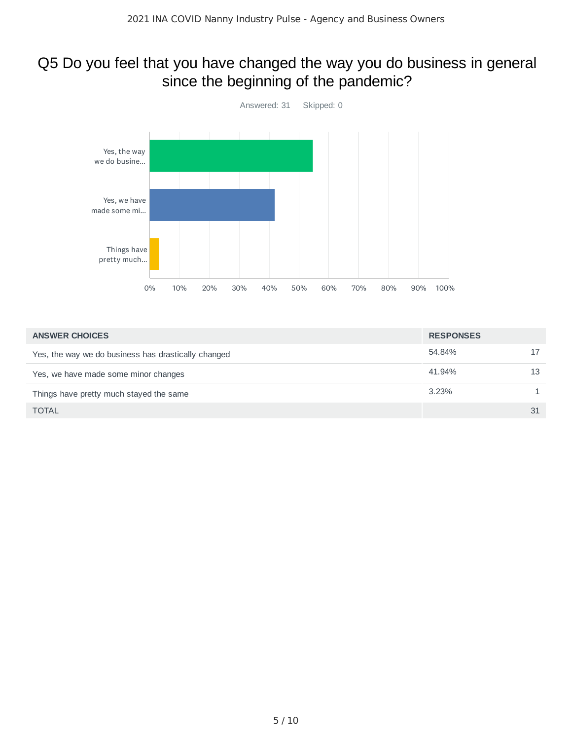# Q5 Do you feel that you have changed the way you do business in general since the beginning of the pandemic?

Answered: 31 Skipped: 0

| ANSWER CHOICES | RESPONSES | |
| --- | --- | --- |
| Yes, the way we do business has drastically changed | 54.84% | 17 |
| Yes, we have made some minor changes | 41.94% | 13 |
| Things have pretty much stayed the same | 3.23% | 1 |
| TOTAL | | 31 |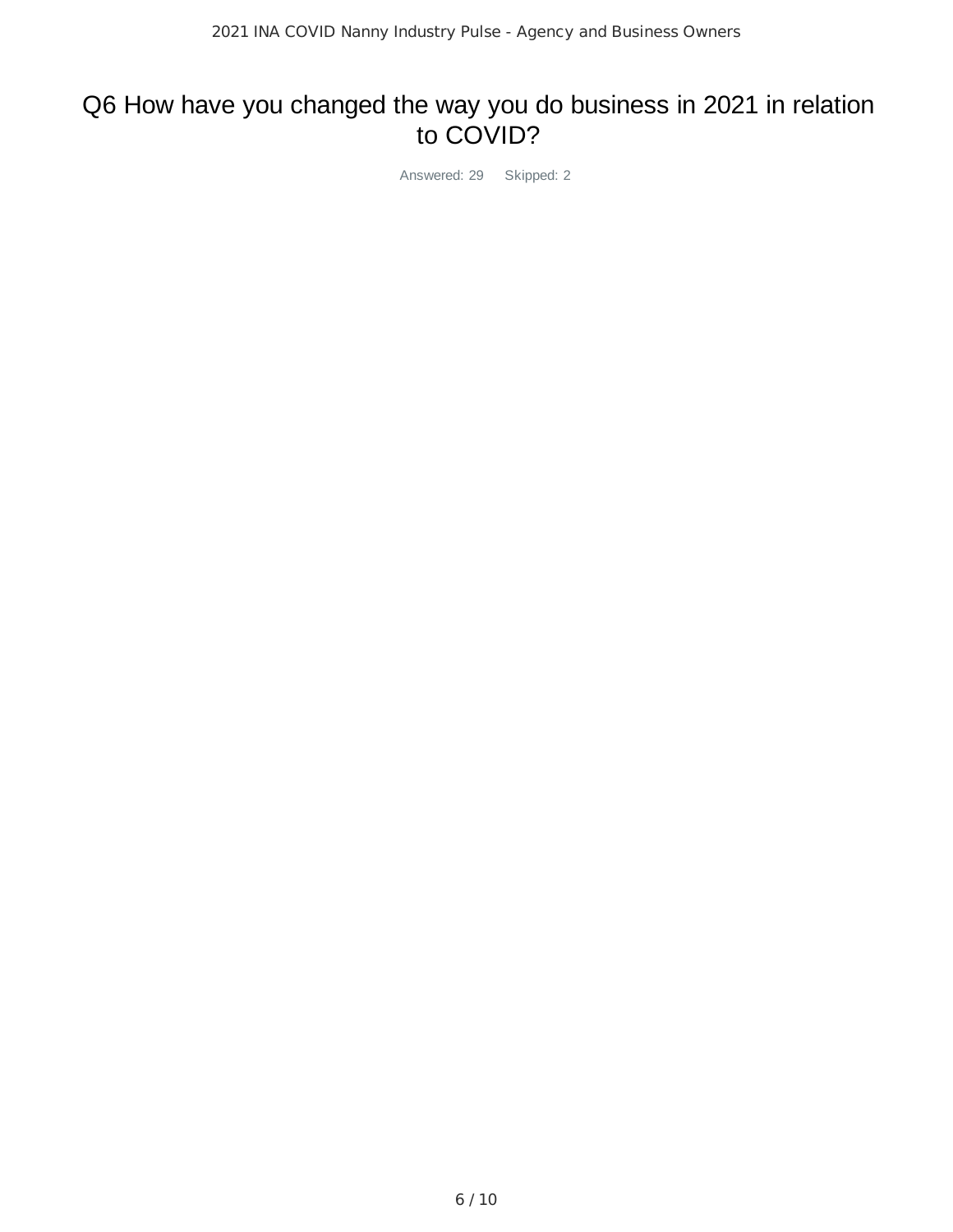# Q6 How have you changed the way you do business in 2021 in relation to COVID?

Answered: 29 Skipped: 2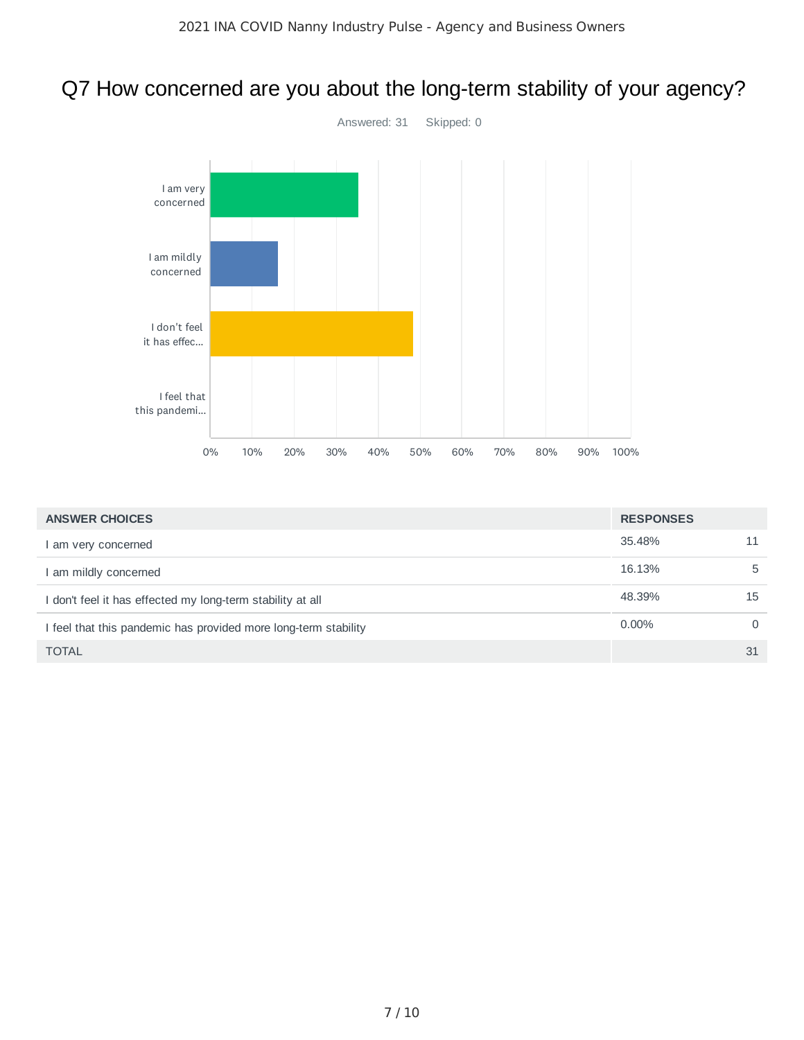# Q7 How concerned are you about the long-term stability of your agency?

Answered: 31 Skipped: 0

| ANSWER CHOICES | RESPONSES | |
|---|---|---|
| I am very concerned | 35.48% | 11 |
| I am mildly concerned | 16.13% | 5 |
| I don't feel it has effected my long-term stability at all | 48.39% | 15 |
| I feel that this pandemic has provided more long-term stability | 0.00% | 0 |
| TOTAL | | 31 |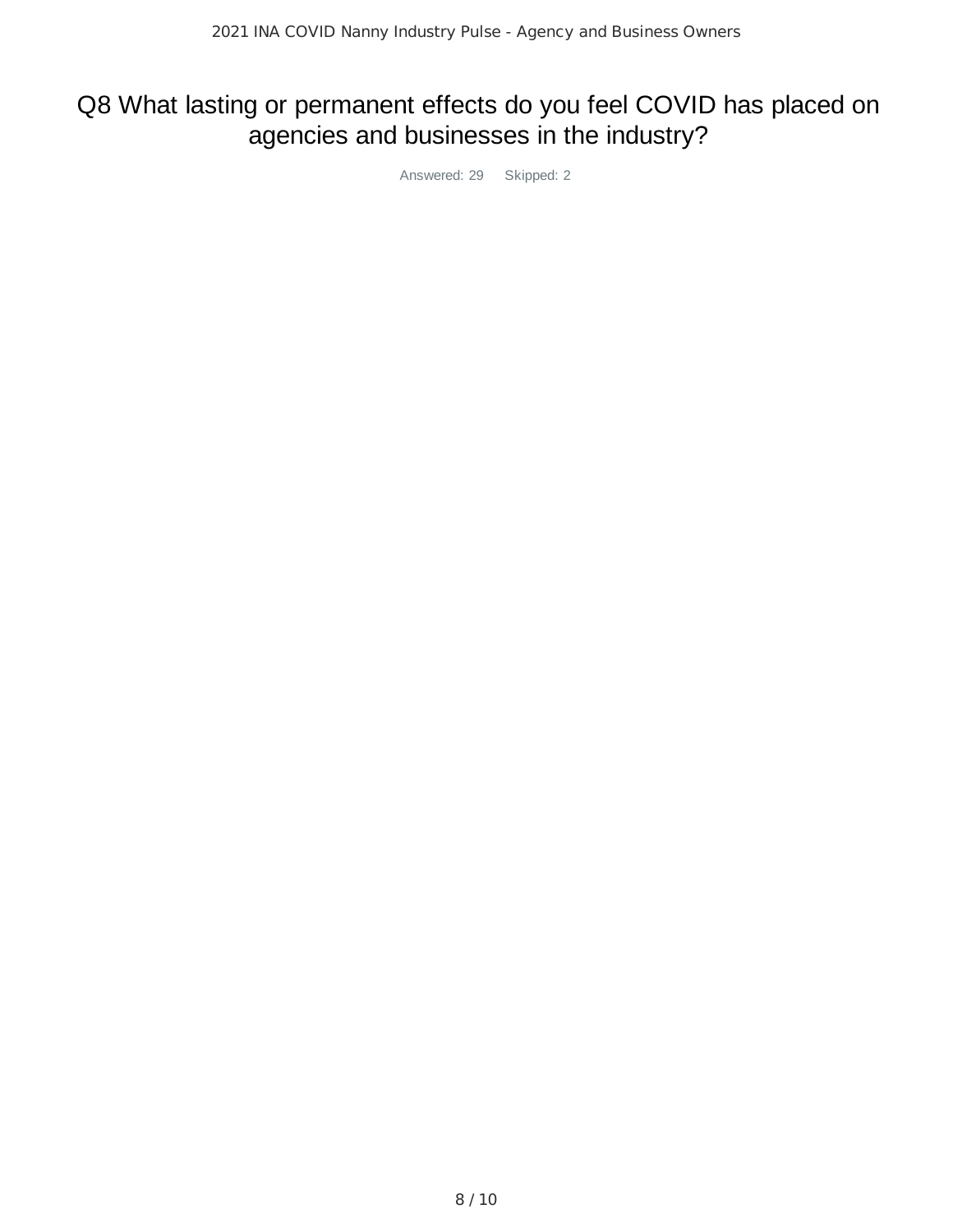# Q8 What lasting or permanent effects do you feel COVID has placed on agencies and businesses in the industry?

Answered: 29 Skipped: 2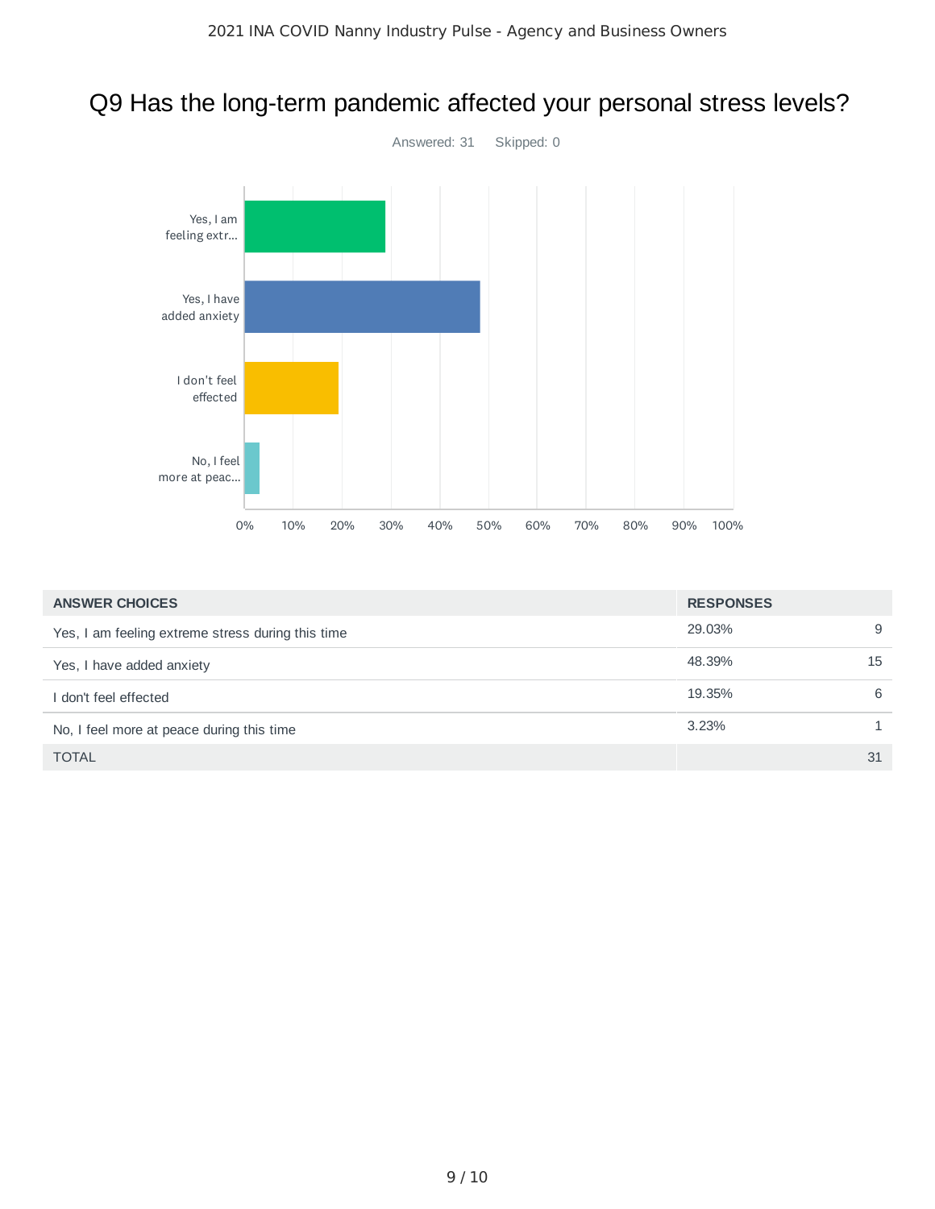# Q9 Has the long-term pandemic affected your personal stress levels?

Answered: 31 Skipped: 0

| ANSWER CHOICES | RESPONSES | |
|---|---|---|
| Yes, I am feeling extreme stress during this time | 29.03% | 9 |
| Yes, I have added anxiety | 48.39% | 15 |
| I don't feel effected | 19.35% | 6 |
| No, I feel more at peace during this time | 3.23% | 1 |
| TOTAL | | 31 |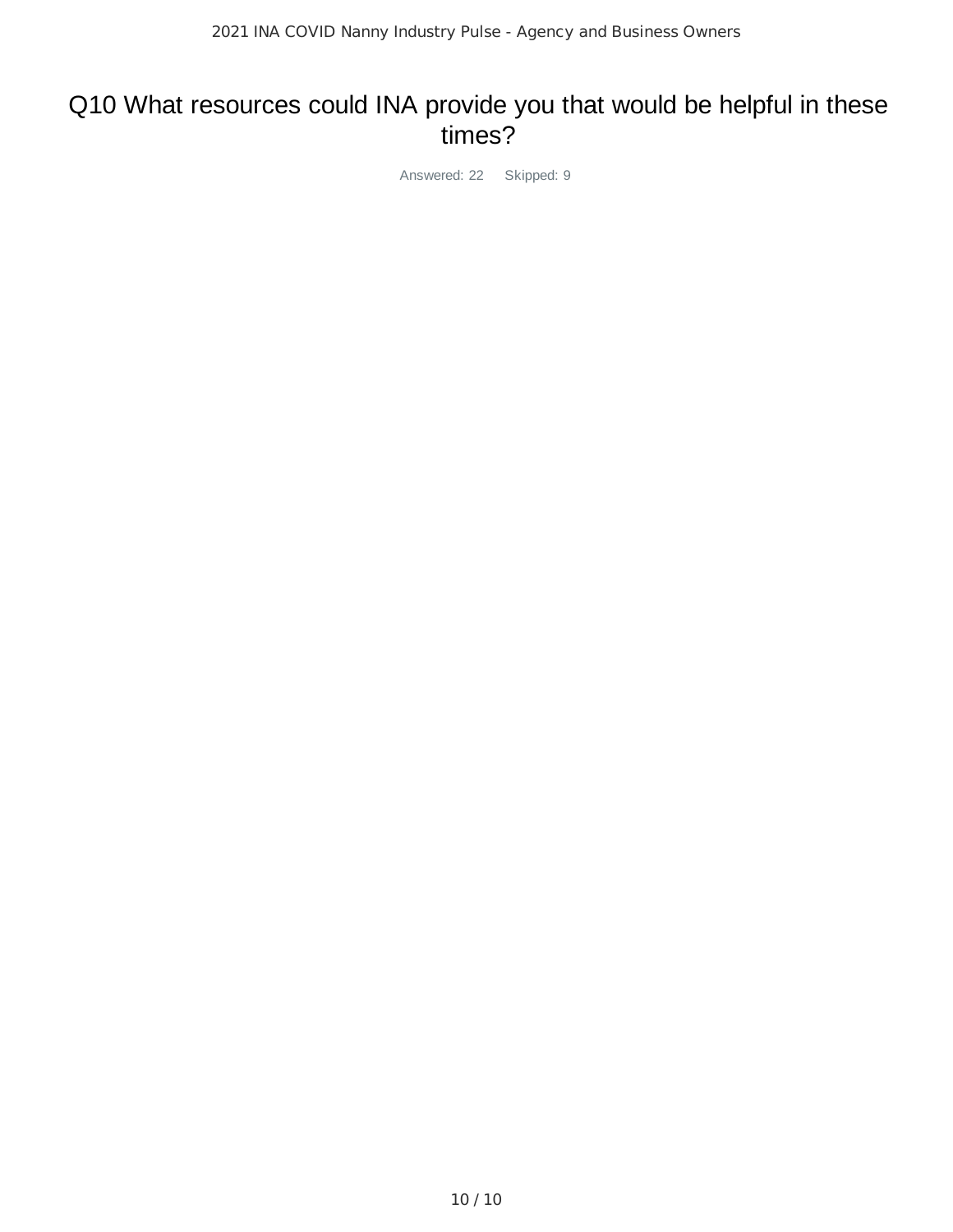## Q10 What resources could INA provide you that would be helpful in these times?

Answered: 22 Skipped: 9